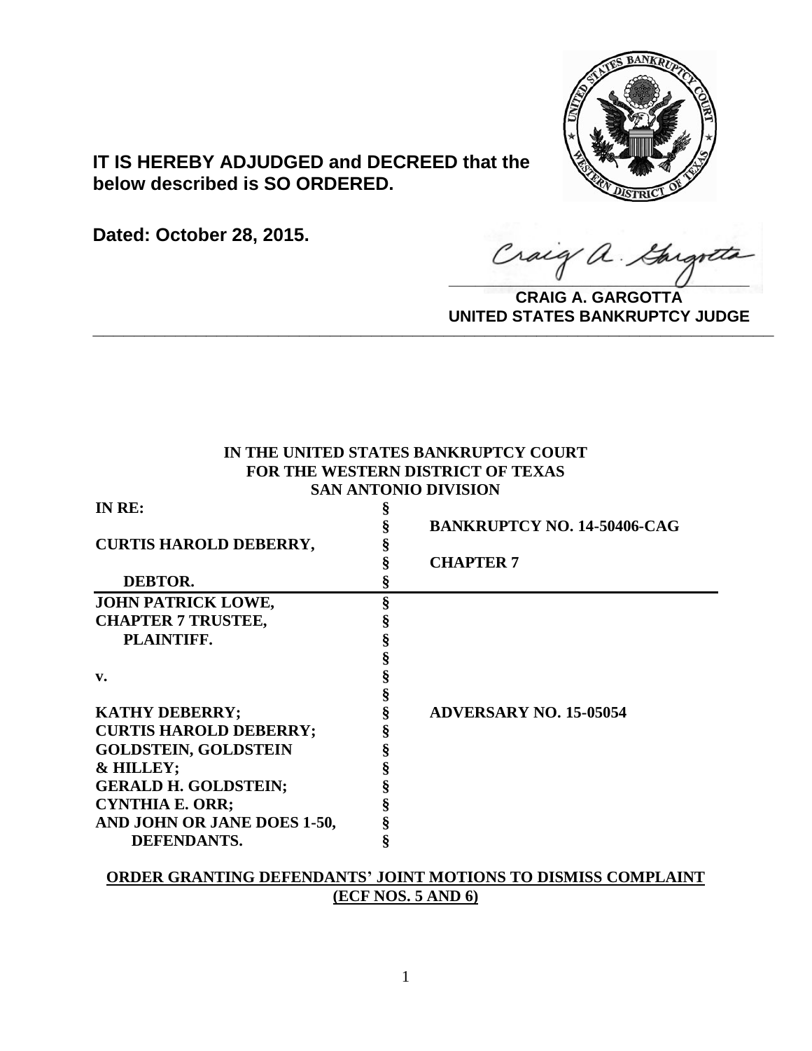**IT IS HEREBY ADJUDGED and DECREED that the below described is SO ORDERED.**

**Dated: October 28, 2015.**

**CRAIG A. GARGOTTA**
**UNITED STATES BANKRUPTCY JUDGE**

---

**IN THE UNITED STATES BANKRUPTCY COURT**
**FOR THE WESTERN DISTRICT OF TEXAS**
**SAN ANTONIO DIVISION**

| | | |
|---|---|---|
| **IN RE:** | § | |
| | § | **BANKRUPTCY NO. 14-50406-CAG** |
| **CURTIS HAROLD DEBERRY,** | § | |
| | § | **CHAPTER 7** |
| **DEBTOR.** | § | |
| **JOHN PATRICK LOWE,** | § | |
| **CHAPTER 7 TRUSTEE,** | § | |
| **PLAINTIFF.** | § | |
| | § | |
| **v.** | § | |
| | § | |
| **KATHY DEBERRY;** | § | **ADVERSARY NO. 15-05054** |
| **CURTIS HAROLD DEBERRY;** | § | |
| **GOLDSTEIN, GOLDSTEIN** | § | |
| **& HILLEY;** | § | |
| **GERALD H. GOLDSTEIN;** | § | |
| **CYNTHIA E. ORR;** | § | |
| **AND JOHN OR JANE DOES 1-50,** | § | |
| **DEFENDANTS.** | § | |

**ORDER GRANTING DEFENDANTS' JOINT MOTIONS TO DISMISS COMPLAINT (ECF NOS. 5 AND 6)**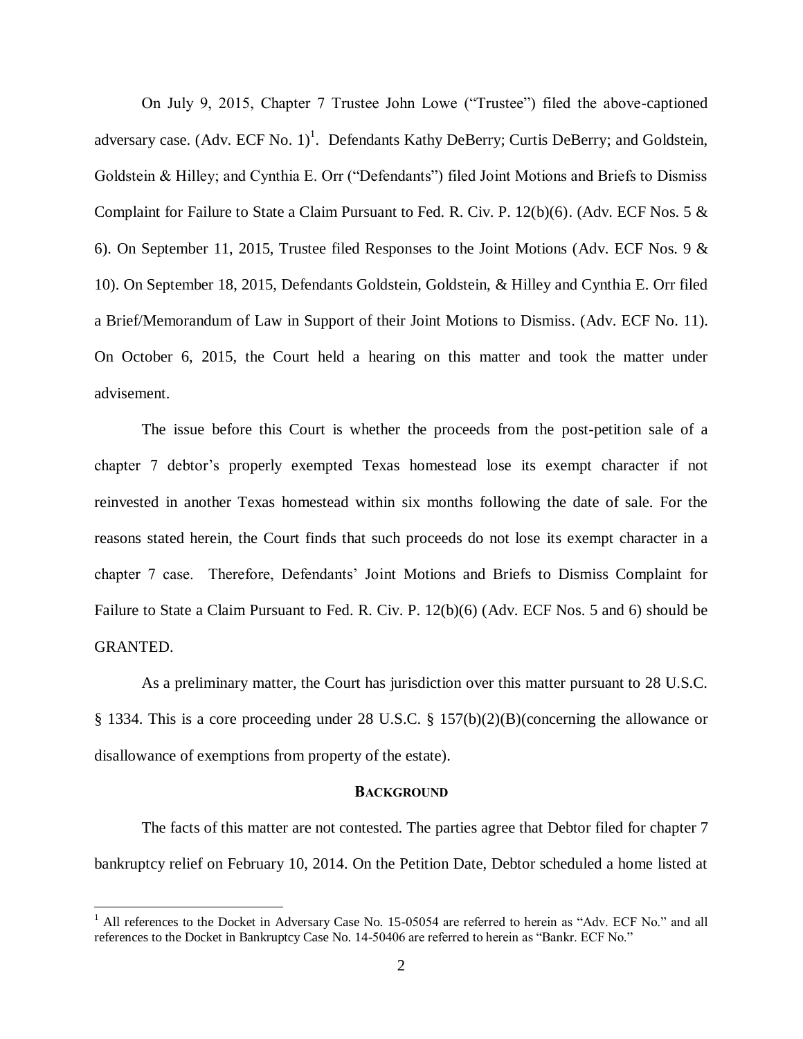On July 9, 2015, Chapter 7 Trustee John Lowe ("Trustee") filed the above-captioned adversary case. (Adv. ECF No. 1)[1]. Defendants Kathy DeBerry; Curtis DeBerry; and Goldstein, Goldstein & Hilley; and Cynthia E. Orr ("Defendants") filed Joint Motions and Briefs to Dismiss Complaint for Failure to State a Claim Pursuant to Fed. R. Civ. P. 12(b)(6). (Adv. ECF Nos. 5 & 6). On September 11, 2015, Trustee filed Responses to the Joint Motions (Adv. ECF Nos. 9 & 10). On September 18, 2015, Defendants Goldstein, Goldstein, & Hilley and Cynthia E. Orr filed a Brief/Memorandum of Law in Support of their Joint Motions to Dismiss. (Adv. ECF No. 11). On October 6, 2015, the Court held a hearing on this matter and took the matter under advisement.

The issue before this Court is whether the proceeds from the post-petition sale of a chapter 7 debtor's properly exempted Texas homestead lose its exempt character if not reinvested in another Texas homestead within six months following the date of sale. For the reasons stated herein, the Court finds that such proceeds do not lose its exempt character in a chapter 7 case. Therefore, Defendants' Joint Motions and Briefs to Dismiss Complaint for Failure to State a Claim Pursuant to Fed. R. Civ. P. 12(b)(6) (Adv. ECF Nos. 5 and 6) should be GRANTED.

As a preliminary matter, the Court has jurisdiction over this matter pursuant to 28 U.S.C. § 1334. This is a core proceeding under 28 U.S.C. § 157(b)(2)(B)(concerning the allowance or disallowance of exemptions from property of the estate).

## BACKGROUND

The facts of this matter are not contested. The parties agree that Debtor filed for chapter 7 bankruptcy relief on February 10, 2014. On the Petition Date, Debtor scheduled a home listed at

[1] All references to the Docket in Adversary Case No. 15-05054 are referred to herein as "Adv. ECF No." and all references to the Docket in Bankruptcy Case No. 14-50406 are referred to herein as "Bankr. ECF No."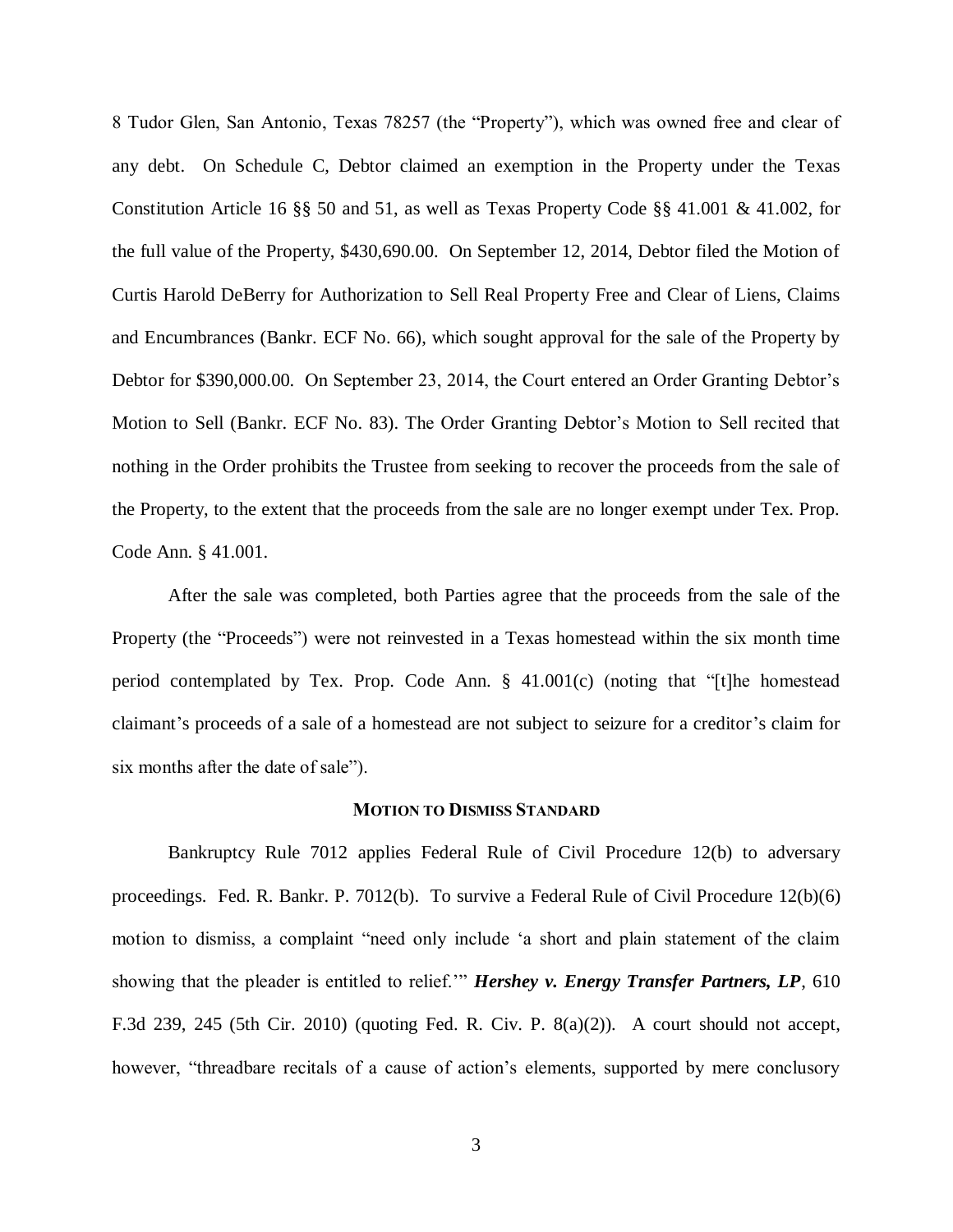8 Tudor Glen, San Antonio, Texas 78257 (the "Property"), which was owned free and clear of any debt. On Schedule C, Debtor claimed an exemption in the Property under the Texas Constitution Article 16 §§ 50 and 51, as well as Texas Property Code §§ 41.001 & 41.002, for the full value of the Property, $430,690.00. On September 12, 2014, Debtor filed the Motion of Curtis Harold DeBerry for Authorization to Sell Real Property Free and Clear of Liens, Claims and Encumbrances (Bankr. ECF No. 66), which sought approval for the sale of the Property by Debtor for $390,000.00. On September 23, 2014, the Court entered an Order Granting Debtor's Motion to Sell (Bankr. ECF No. 83). The Order Granting Debtor's Motion to Sell recited that nothing in the Order prohibits the Trustee from seeking to recover the proceeds from the sale of the Property, to the extent that the proceeds from the sale are no longer exempt under Tex. Prop. Code Ann. § 41.001.

After the sale was completed, both Parties agree that the proceeds from the sale of the Property (the "Proceeds") were not reinvested in a Texas homestead within the six month time period contemplated by Tex. Prop. Code Ann. § 41.001(c) (noting that "[t]he homestead claimant's proceeds of a sale of a homestead are not subject to seizure for a creditor's claim for six months after the date of sale").

## MOTION TO DISMISS STANDARD

Bankruptcy Rule 7012 applies Federal Rule of Civil Procedure 12(b) to adversary proceedings. Fed. R. Bankr. P. 7012(b). To survive a Federal Rule of Civil Procedure 12(b)(6) motion to dismiss, a complaint "need only include 'a short and plain statement of the claim showing that the pleader is entitled to relief.'" ***Hershey v. Energy Transfer Partners, LP***, 610 F.3d 239, 245 (5th Cir. 2010) (quoting Fed. R. Civ. P. 8(a)(2)). A court should not accept, however, "threadbare recitals of a cause of action's elements, supported by mere conclusory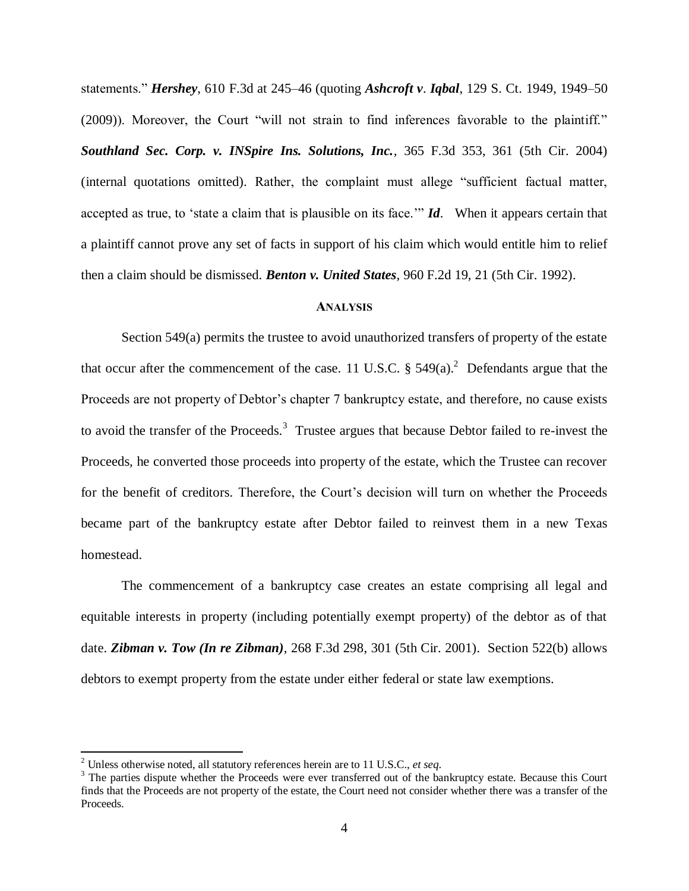statements." ***Hershey***, 610 F.3d at 245–46 (quoting ***Ashcroft v. Iqbal***, 129 S. Ct. 1949, 1949–50 (2009)). Moreover, the Court "will not strain to find inferences favorable to the plaintiff." ***Southland Sec. Corp. v. INSpire Ins. Solutions, Inc.***, 365 F.3d 353, 361 (5th Cir. 2004) (internal quotations omitted). Rather, the complaint must allege "sufficient factual matter, accepted as true, to 'state a claim that is plausible on its face.'" ***Id***. When it appears certain that a plaintiff cannot prove any set of facts in support of his claim which would entitle him to relief then a claim should be dismissed. ***Benton v. United States***, 960 F.2d 19, 21 (5th Cir. 1992).

## ANALYSIS

Section 549(a) permits the trustee to avoid unauthorized transfers of property of the estate that occur after the commencement of the case. 11 U.S.C. § 549(a).[2] Defendants argue that the Proceeds are not property of Debtor's chapter 7 bankruptcy estate, and therefore, no cause exists to avoid the transfer of the Proceeds.[3] Trustee argues that because Debtor failed to re-invest the Proceeds, he converted those proceeds into property of the estate, which the Trustee can recover for the benefit of creditors. Therefore, the Court's decision will turn on whether the Proceeds became part of the bankruptcy estate after Debtor failed to reinvest them in a new Texas homestead.

The commencement of a bankruptcy case creates an estate comprising all legal and equitable interests in property (including potentially exempt property) of the debtor as of that date. ***Zibman v. Tow (In re Zibman)***, 268 F.3d 298, 301 (5th Cir. 2001). Section 522(b) allows debtors to exempt property from the estate under either federal or state law exemptions.

---

[2] Unless otherwise noted, all statutory references herein are to 11 U.S.C., *et seq.*

[3] The parties dispute whether the Proceeds were ever transferred out of the bankruptcy estate. Because this Court finds that the Proceeds are not property of the estate, the Court need not consider whether there was a transfer of the Proceeds.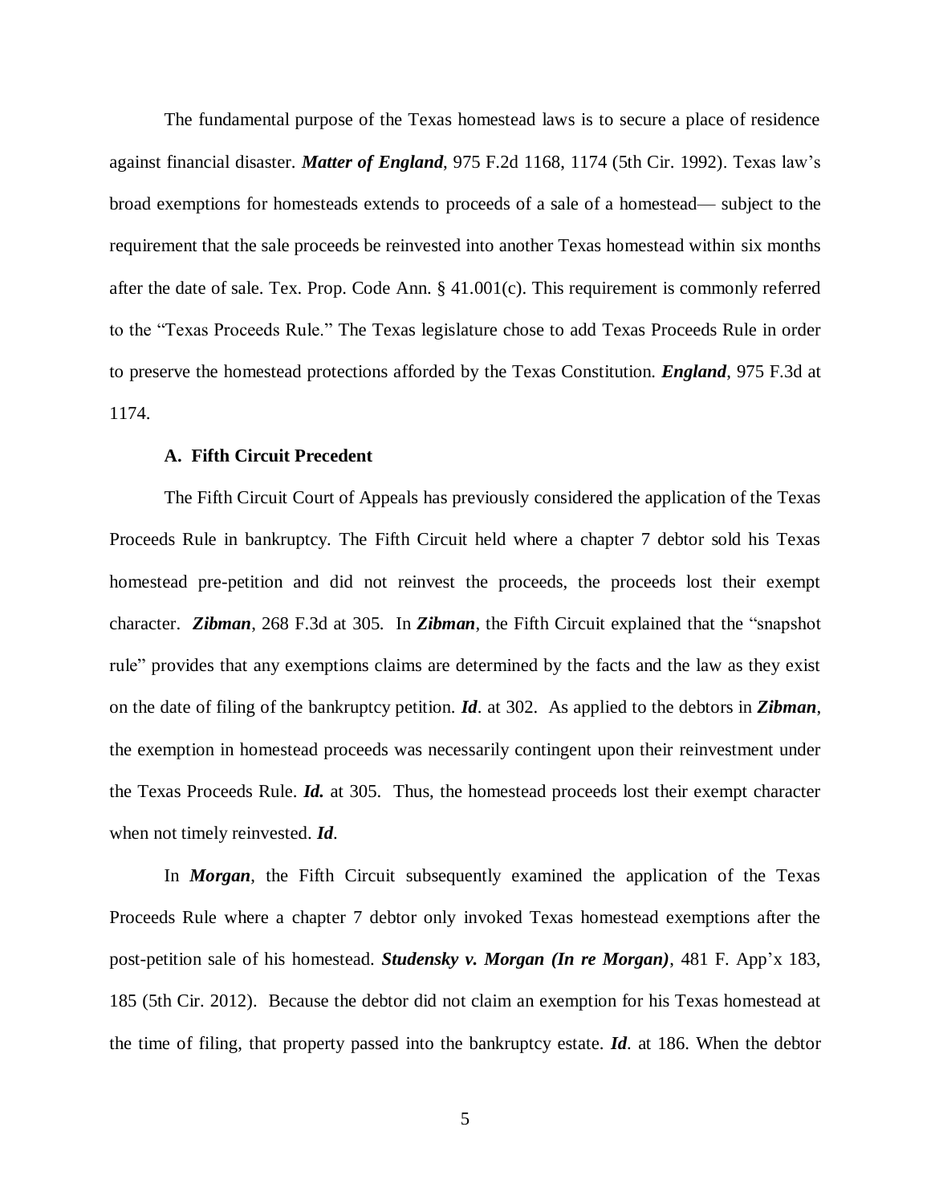The fundamental purpose of the Texas homestead laws is to secure a place of residence against financial disaster. ***Matter of England***, 975 F.2d 1168, 1174 (5th Cir. 1992). Texas law's broad exemptions for homesteads extends to proceeds of a sale of a homestead— subject to the requirement that the sale proceeds be reinvested into another Texas homestead within six months after the date of sale. Tex. Prop. Code Ann. § 41.001(c). This requirement is commonly referred to the "Texas Proceeds Rule." The Texas legislature chose to add Texas Proceeds Rule in order to preserve the homestead protections afforded by the Texas Constitution. ***England***, 975 F.3d at 1174.

**A. Fifth Circuit Precedent**

The Fifth Circuit Court of Appeals has previously considered the application of the Texas Proceeds Rule in bankruptcy. The Fifth Circuit held where a chapter 7 debtor sold his Texas homestead pre-petition and did not reinvest the proceeds, the proceeds lost their exempt character. ***Zibman***, 268 F.3d at 305. In ***Zibman***, the Fifth Circuit explained that the "snapshot rule" provides that any exemptions claims are determined by the facts and the law as they exist on the date of filing of the bankruptcy petition. ***Id***. at 302. As applied to the debtors in ***Zibman***, the exemption in homestead proceeds was necessarily contingent upon their reinvestment under the Texas Proceeds Rule. ***Id.*** at 305. Thus, the homestead proceeds lost their exempt character when not timely reinvested. ***Id***.

In ***Morgan***, the Fifth Circuit subsequently examined the application of the Texas Proceeds Rule where a chapter 7 debtor only invoked Texas homestead exemptions after the post-petition sale of his homestead. ***Studensky v. Morgan (In re Morgan)***, 481 F. App'x 183, 185 (5th Cir. 2012). Because the debtor did not claim an exemption for his Texas homestead at the time of filing, that property passed into the bankruptcy estate. ***Id***. at 186. When the debtor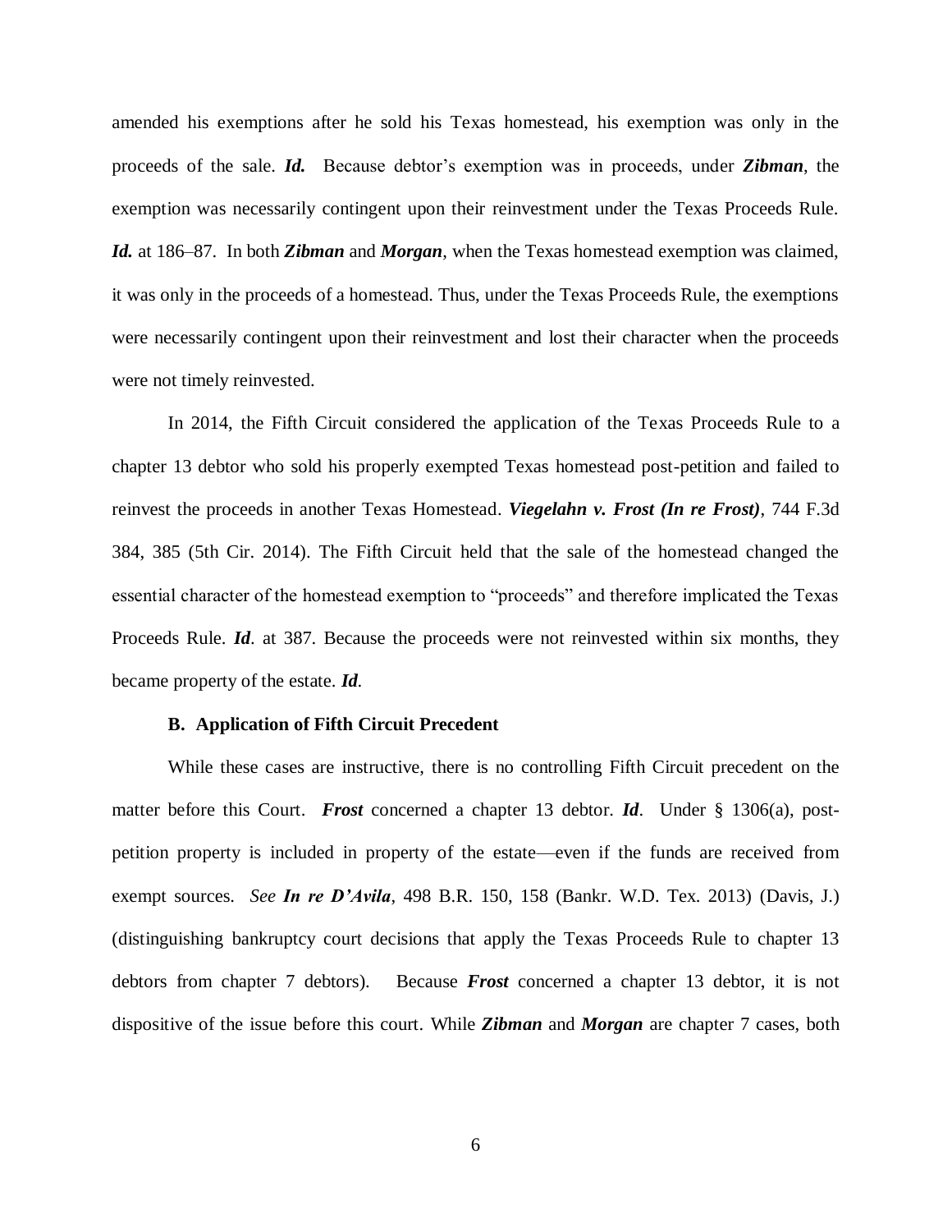amended his exemptions after he sold his Texas homestead, his exemption was only in the proceeds of the sale. ***Id.*** Because debtor's exemption was in proceeds, under ***Zibman***, the exemption was necessarily contingent upon their reinvestment under the Texas Proceeds Rule. ***Id.*** at 186–87. In both ***Zibman*** and ***Morgan***, when the Texas homestead exemption was claimed, it was only in the proceeds of a homestead. Thus, under the Texas Proceeds Rule, the exemptions were necessarily contingent upon their reinvestment and lost their character when the proceeds were not timely reinvested.

In 2014, the Fifth Circuit considered the application of the Texas Proceeds Rule to a chapter 13 debtor who sold his properly exempted Texas homestead post-petition and failed to reinvest the proceeds in another Texas Homestead. ***Viegelahn v. Frost (In re Frost)***, 744 F.3d 384, 385 (5th Cir. 2014). The Fifth Circuit held that the sale of the homestead changed the essential character of the homestead exemption to "proceeds" and therefore implicated the Texas Proceeds Rule. ***Id***. at 387. Because the proceeds were not reinvested within six months, they became property of the estate. ***Id***.

### B. Application of Fifth Circuit Precedent

While these cases are instructive, there is no controlling Fifth Circuit precedent on the matter before this Court. ***Frost*** concerned a chapter 13 debtor. ***Id***. Under § 1306(a), post-petition property is included in property of the estate—even if the funds are received from exempt sources. *See* ***In re D'Avila***, 498 B.R. 150, 158 (Bankr. W.D. Tex. 2013) (Davis, J.) (distinguishing bankruptcy court decisions that apply the Texas Proceeds Rule to chapter 13 debtors from chapter 7 debtors). Because ***Frost*** concerned a chapter 13 debtor, it is not dispositive of the issue before this court. While ***Zibman*** and ***Morgan*** are chapter 7 cases, both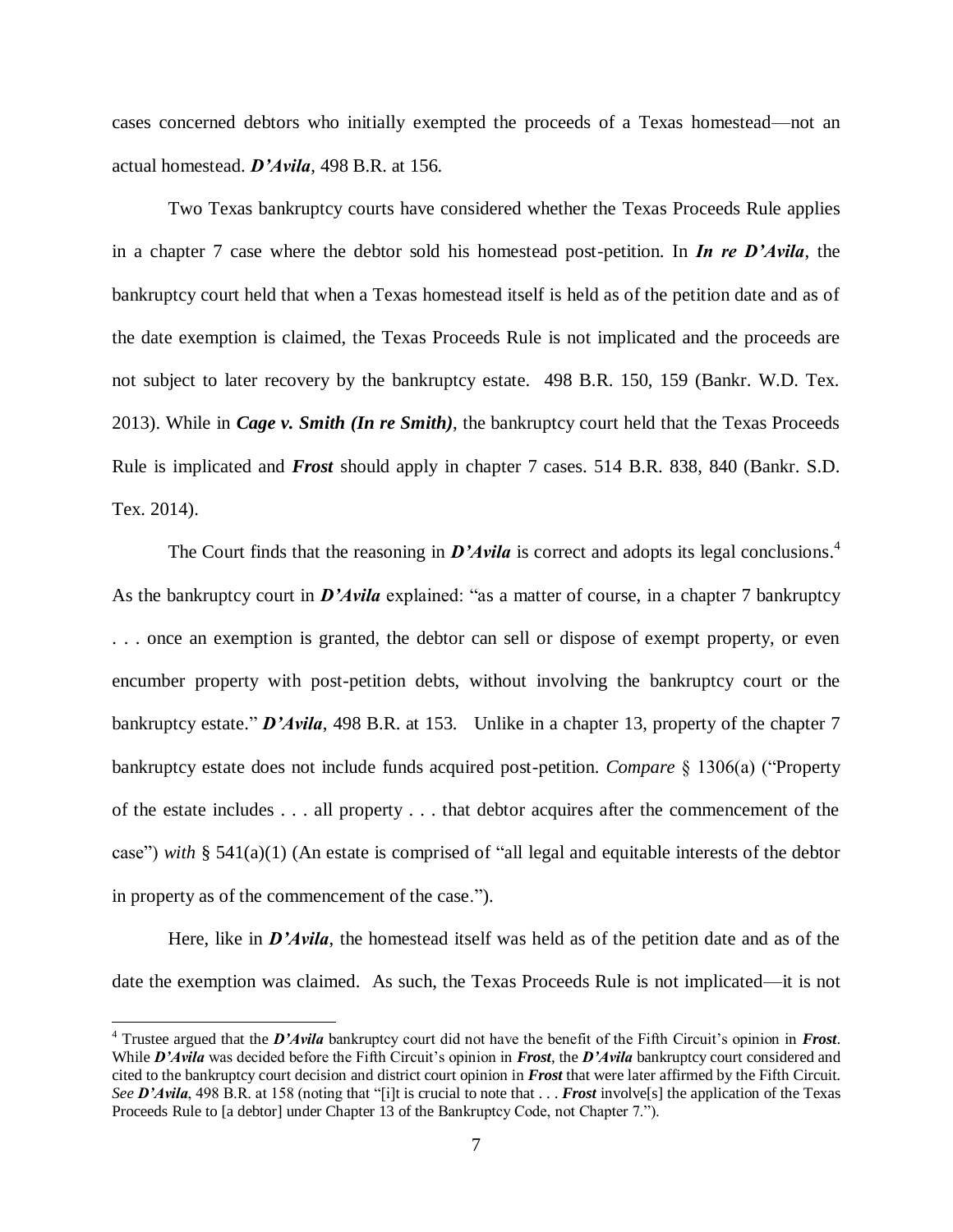cases concerned debtors who initially exempted the proceeds of a Texas homestead—not an actual homestead. ***D'Avila***, 498 B.R. at 156.

Two Texas bankruptcy courts have considered whether the Texas Proceeds Rule applies in a chapter 7 case where the debtor sold his homestead post-petition. In ***In re D'Avila***, the bankruptcy court held that when a Texas homestead itself is held as of the petition date and as of the date exemption is claimed, the Texas Proceeds Rule is not implicated and the proceeds are not subject to later recovery by the bankruptcy estate. 498 B.R. 150, 159 (Bankr. W.D. Tex. 2013). While in ***Cage v. Smith (In re Smith)***, the bankruptcy court held that the Texas Proceeds Rule is implicated and ***Frost*** should apply in chapter 7 cases. 514 B.R. 838, 840 (Bankr. S.D. Tex. 2014).

The Court finds that the reasoning in ***D'Avila*** is correct and adopts its legal conclusions.[4] As the bankruptcy court in ***D'Avila*** explained: "as a matter of course, in a chapter 7 bankruptcy . . . once an exemption is granted, the debtor can sell or dispose of exempt property, or even encumber property with post-petition debts, without involving the bankruptcy court or the bankruptcy estate." ***D'Avila***, 498 B.R. at 153. Unlike in a chapter 13, property of the chapter 7 bankruptcy estate does not include funds acquired post-petition. *Compare* § 1306(a) ("Property of the estate includes . . . all property . . . that debtor acquires after the commencement of the case") *with* § 541(a)(1) (An estate is comprised of "all legal and equitable interests of the debtor in property as of the commencement of the case.").

Here, like in ***D'Avila***, the homestead itself was held as of the petition date and as of the date the exemption was claimed. As such, the Texas Proceeds Rule is not implicated—it is not

---

[4] Trustee argued that the ***D'Avila*** bankruptcy court did not have the benefit of the Fifth Circuit's opinion in ***Frost***. While ***D'Avila*** was decided before the Fifth Circuit's opinion in ***Frost***, the ***D'Avila*** bankruptcy court considered and cited to the bankruptcy court decision and district court opinion in ***Frost*** that were later affirmed by the Fifth Circuit. *See* ***D'Avila***, 498 B.R. at 158 (noting that "[i]t is crucial to note that . . . ***Frost*** involve[s] the application of the Texas Proceeds Rule to [a debtor] under Chapter 13 of the Bankruptcy Code, not Chapter 7.").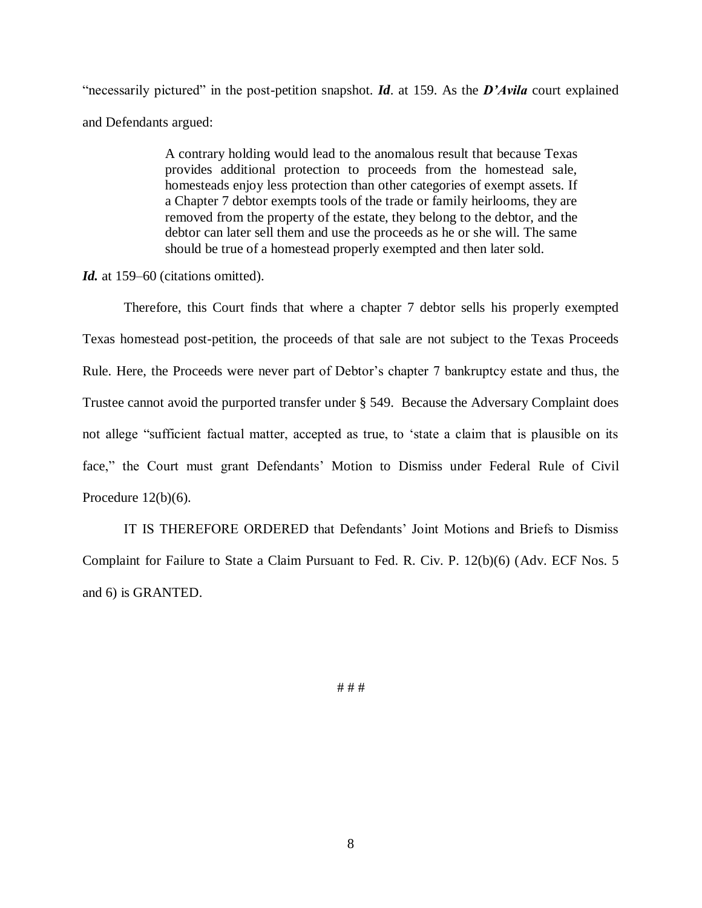"necessarily pictured" in the post-petition snapshot. ***Id***. at 159. As the ***D'Avila*** court explained and Defendants argued:

> A contrary holding would lead to the anomalous result that because Texas provides additional protection to proceeds from the homestead sale, homesteads enjoy less protection than other categories of exempt assets. If a Chapter 7 debtor exempts tools of the trade or family heirlooms, they are removed from the property of the estate, they belong to the debtor, and the debtor can later sell them and use the proceeds as he or she will. The same should be true of a homestead properly exempted and then later sold.

***Id.*** at 159–60 (citations omitted).

Therefore, this Court finds that where a chapter 7 debtor sells his properly exempted Texas homestead post-petition, the proceeds of that sale are not subject to the Texas Proceeds Rule. Here, the Proceeds were never part of Debtor's chapter 7 bankruptcy estate and thus, the Trustee cannot avoid the purported transfer under § 549. Because the Adversary Complaint does not allege "sufficient factual matter, accepted as true, to 'state a claim that is plausible on its face," the Court must grant Defendants' Motion to Dismiss under Federal Rule of Civil Procedure 12(b)(6).

IT IS THEREFORE ORDERED that Defendants' Joint Motions and Briefs to Dismiss Complaint for Failure to State a Claim Pursuant to Fed. R. Civ. P. 12(b)(6) (Adv. ECF Nos. 5 and 6) is GRANTED.

# # #